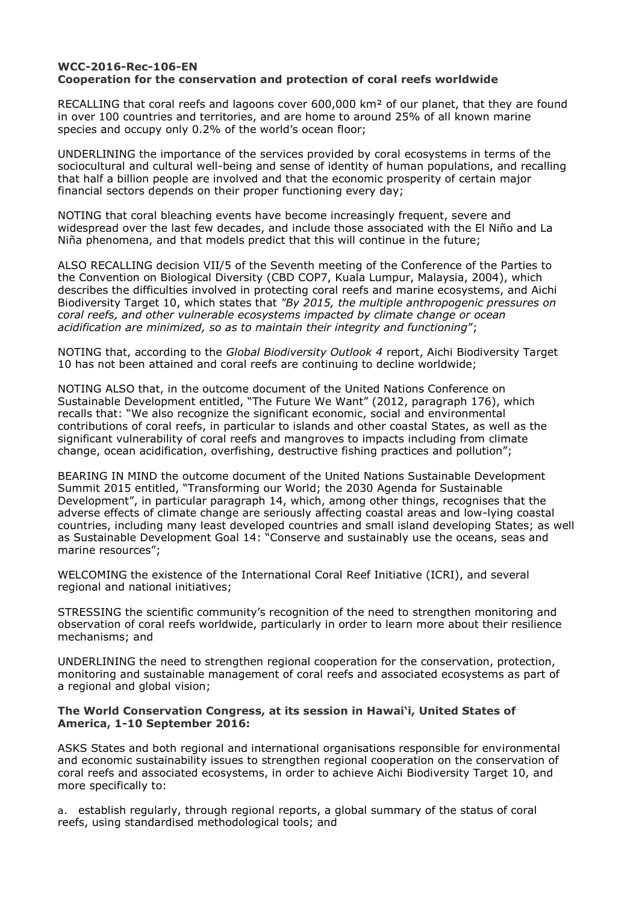**WCC-2016-Rec-106-EN**
**Cooperation for the conservation and protection of coral reefs worldwide**

RECALLING that coral reefs and lagoons cover 600,000 km² of our planet, that they are found in over 100 countries and territories, and are home to around 25% of all known marine species and occupy only 0.2% of the world's ocean floor;

UNDERLINING the importance of the services provided by coral ecosystems in terms of the sociocultural and cultural well-being and sense of identity of human populations, and recalling that half a billion people are involved and that the economic prosperity of certain major financial sectors depends on their proper functioning every day;

NOTING that coral bleaching events have become increasingly frequent, severe and widespread over the last few decades, and include those associated with the El Niño and La Niña phenomena, and that models predict that this will continue in the future;

ALSO RECALLING decision VII/5 of the Seventh meeting of the Conference of the Parties to the Convention on Biological Diversity (CBD COP7, Kuala Lumpur, Malaysia, 2004), which describes the difficulties involved in protecting coral reefs and marine ecosystems, and Aichi Biodiversity Target 10, which states that *"By 2015, the multiple anthropogenic pressures on coral reefs, and other vulnerable ecosystems impacted by climate change or ocean acidification are minimized, so as to maintain their integrity and functioning"*;

NOTING that, according to the *Global Biodiversity Outlook 4* report, Aichi Biodiversity Target 10 has not been attained and coral reefs are continuing to decline worldwide;

NOTING ALSO that, in the outcome document of the United Nations Conference on Sustainable Development entitled, "The Future We Want" (2012, paragraph 176), which recalls that: "We also recognize the significant economic, social and environmental contributions of coral reefs, in particular to islands and other coastal States, as well as the significant vulnerability of coral reefs and mangroves to impacts including from climate change, ocean acidification, overfishing, destructive fishing practices and pollution";

BEARING IN MIND the outcome document of the United Nations Sustainable Development Summit 2015 entitled, "Transforming our World; the 2030 Agenda for Sustainable Development", in particular paragraph 14, which, among other things, recognises that the adverse effects of climate change are seriously affecting coastal areas and low-lying coastal countries, including many least developed countries and small island developing States; as well as Sustainable Development Goal 14: "Conserve and sustainably use the oceans, seas and marine resources";

WELCOMING the existence of the International Coral Reef Initiative (ICRI), and several regional and national initiatives;

STRESSING the scientific community's recognition of the need to strengthen monitoring and observation of coral reefs worldwide, particularly in order to learn more about their resilience mechanisms; and

UNDERLINING the need to strengthen regional cooperation for the conservation, protection, monitoring and sustainable management of coral reefs and associated ecosystems as part of a regional and global vision;

**The World Conservation Congress, at its session in Hawai'i, United States of America, 1-10 September 2016:**

ASKS States and both regional and international organisations responsible for environmental and economic sustainability issues to strengthen regional cooperation on the conservation of coral reefs and associated ecosystems, in order to achieve Aichi Biodiversity Target 10, and more specifically to:

a. establish regularly, through regional reports, a global summary of the status of coral reefs, using standardised methodological tools; and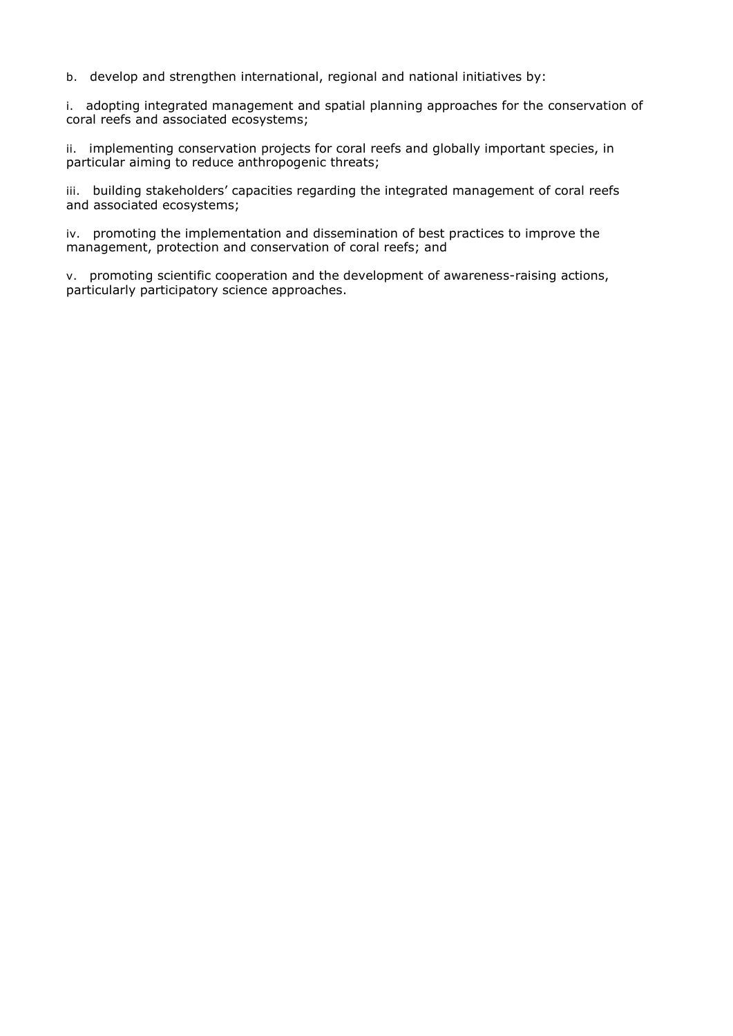b. develop and strengthen international, regional and national initiatives by:

i. adopting integrated management and spatial planning approaches for the conservation of coral reefs and associated ecosystems;

ii. implementing conservation projects for coral reefs and globally important species, in particular aiming to reduce anthropogenic threats;

iii. building stakeholders' capacities regarding the integrated management of coral reefs and associated ecosystems;

iv. promoting the implementation and dissemination of best practices to improve the management, protection and conservation of coral reefs; and

v. promoting scientific cooperation and the development of awareness-raising actions, particularly participatory science approaches.